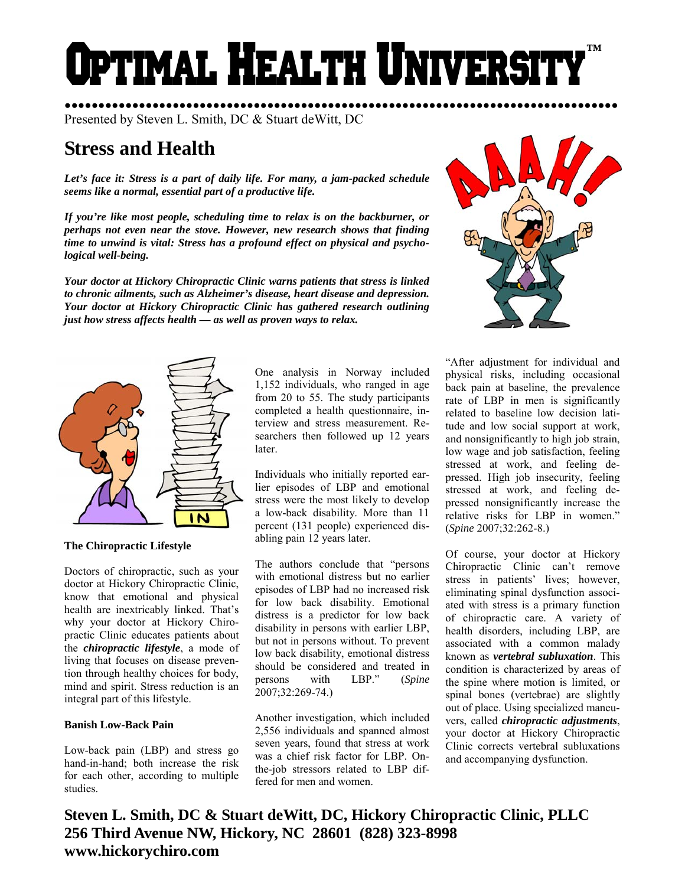# Optimal Health University™

Presented by Steven L. Smith, DC & Stuart deWitt, DC

## Stress and Health

***Let's face it: Stress is a part of daily life. For many, a jam-packed schedule seems like a normal, essential part of a productive life.***

***If you're like most people, scheduling time to relax is on the backburner, or perhaps not even near the stove. However, new research shows that finding time to unwind is vital: Stress has a profound effect on physical and psychological well-being.***

***Your doctor at Hickory Chiropractic Clinic warns patients that stress is linked to chronic ailments, such as Alzheimer's disease, heart disease and depression. Your doctor at Hickory Chiropractic Clinic has gathered research outlining just how stress affects health — as well as proven ways to relax.***

### The Chiropractic Lifestyle

Doctors of chiropractic, such as your doctor at Hickory Chiropractic Clinic, know that emotional and physical health are inextricably linked. That's why your doctor at Hickory Chiropractic Clinic educates patients about the ***chiropractic lifestyle***, a mode of living that focuses on disease prevention through healthy choices for body, mind and spirit. Stress reduction is an integral part of this lifestyle.

### Banish Low-Back Pain

Low-back pain (LBP) and stress go hand-in-hand; both increase the risk for each other, according to multiple studies.

One analysis in Norway included 1,152 individuals, who ranged in age from 20 to 55. The study participants completed a health questionnaire, interview and stress measurement. Researchers then followed up 12 years later.

Individuals who initially reported earlier episodes of LBP and emotional stress were the most likely to develop a low-back disability. More than 11 percent (131 people) experienced disabling pain 12 years later.

The authors conclude that "persons with emotional distress but no earlier episodes of LBP had no increased risk for low back disability. Emotional distress is a predictor for low back disability in persons with earlier LBP, but not in persons without. To prevent low back disability, emotional distress should be considered and treated in persons with LBP." (*Spine* 2007;32:269-74.)

Another investigation, which included 2,556 individuals and spanned almost seven years, found that stress at work was a chief risk factor for LBP. On-the-job stressors related to LBP differed for men and women.

"After adjustment for individual and physical risks, including occasional back pain at baseline, the prevalence rate of LBP in men is significantly related to baseline low decision latitude and low social support at work, and nonsignificantly to high job strain, low wage and job satisfaction, feeling stressed at work, and feeling depressed. High job insecurity, feeling stressed at work, and feeling depressed nonsignificantly increase the relative risks for LBP in women." (*Spine* 2007;32:262-8.)

Of course, your doctor at Hickory Chiropractic Clinic can't remove stress in patients' lives; however, eliminating spinal dysfunction associated with stress is a primary function of chiropractic care. A variety of health disorders, including LBP, are associated with a common malady known as ***vertebral subluxation***. This condition is characterized by areas of the spine where motion is limited, or spinal bones (vertebrae) are slightly out of place. Using specialized maneuvers, called ***chiropractic adjustments***, your doctor at Hickory Chiropractic Clinic corrects vertebral subluxations and accompanying dysfunction.

**Steven L. Smith, DC & Stuart deWitt, DC, Hickory Chiropractic Clinic, PLLC**
**256 Third Avenue NW, Hickory, NC 28601 (828) 323-8998**
**www.hickorychiro.com**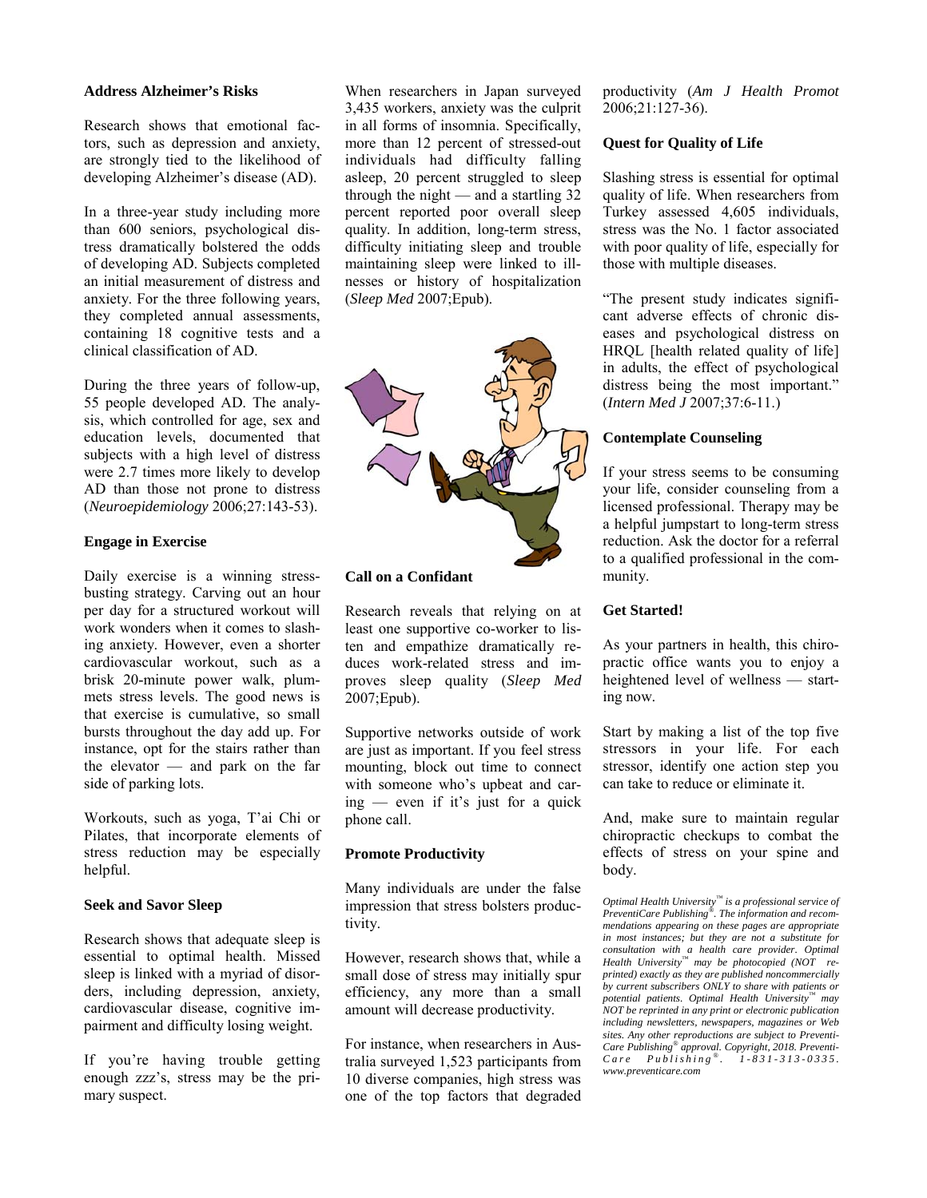### Address Alzheimer's Risks

Research shows that emotional factors, such as depression and anxiety, are strongly tied to the likelihood of developing Alzheimer's disease (AD).

In a three-year study including more than 600 seniors, psychological distress dramatically bolstered the odds of developing AD. Subjects completed an initial measurement of distress and anxiety. For the three following years, they completed annual assessments, containing 18 cognitive tests and a clinical classification of AD.

During the three years of follow-up, 55 people developed AD. The analysis, which controlled for age, sex and education levels, documented that subjects with a high level of distress were 2.7 times more likely to develop AD than those not prone to distress (*Neuroepidemiology* 2006;27:143-53).

### Engage in Exercise

Daily exercise is a winning stress-busting strategy. Carving out an hour per day for a structured workout will work wonders when it comes to slashing anxiety. However, even a shorter cardiovascular workout, such as a brisk 20-minute power walk, plummets stress levels. The good news is that exercise is cumulative, so small bursts throughout the day add up. For instance, opt for the stairs rather than the elevator — and park on the far side of parking lots.

Workouts, such as yoga, T'ai Chi or Pilates, that incorporate elements of stress reduction may be especially helpful.

### Seek and Savor Sleep

Research shows that adequate sleep is essential to optimal health. Missed sleep is linked with a myriad of disorders, including depression, anxiety, cardiovascular disease, cognitive impairment and difficulty losing weight.

If you're having trouble getting enough zzz's, stress may be the primary suspect.

When researchers in Japan surveyed 3,435 workers, anxiety was the culprit in all forms of insomnia. Specifically, more than 12 percent of stressed-out individuals had difficulty falling asleep, 20 percent struggled to sleep through the night — and a startling 32 percent reported poor overall sleep quality. In addition, long-term stress, difficulty initiating sleep and trouble maintaining sleep were linked to illnesses or history of hospitalization (*Sleep Med* 2007;Epub).

### Call on a Confidant

Research reveals that relying on at least one supportive co-worker to listen and empathize dramatically reduces work-related stress and improves sleep quality (*Sleep Med* 2007;Epub).

Supportive networks outside of work are just as important. If you feel stress mounting, block out time to connect with someone who's upbeat and caring — even if it's just for a quick phone call.

### Promote Productivity

Many individuals are under the false impression that stress bolsters productivity.

However, research shows that, while a small dose of stress may initially spur efficiency, any more than a small amount will decrease productivity.

For instance, when researchers in Australia surveyed 1,523 participants from 10 diverse companies, high stress was one of the top factors that degraded productivity (*Am J Health Promot* 2006;21:127-36).

### Quest for Quality of Life

Slashing stress is essential for optimal quality of life. When researchers from Turkey assessed 4,605 individuals, stress was the No. 1 factor associated with poor quality of life, especially for those with multiple diseases.

"The present study indicates significant adverse effects of chronic diseases and psychological distress on HRQL [health related quality of life] in adults, the effect of psychological distress being the most important." (*Intern Med J* 2007;37:6-11.)

### Contemplate Counseling

If your stress seems to be consuming your life, consider counseling from a licensed professional. Therapy may be a helpful jumpstart to long-term stress reduction. Ask the doctor for a referral to a qualified professional in the community.

### Get Started!

As your partners in health, this chiropractic office wants you to enjoy a heightened level of wellness — starting now.

Start by making a list of the top five stressors in your life. For each stressor, identify one action step you can take to reduce or eliminate it.

And, make sure to maintain regular chiropractic checkups to combat the effects of stress on your spine and body.

*Optimal Health University™ is a professional service of PreventiCare Publishing®. The information and recommendations appearing on these pages are appropriate in most instances; but they are not a substitute for consultation with a health care provider. Optimal Health University™ may be photocopied (NOT reprinted) exactly as they are published noncommercially by current subscribers ONLY to share with patients or potential patients. Optimal Health University™ may NOT be reprinted in any print or electronic publication including newsletters, newspapers, magazines or Web sites. Any other reproductions are subject to PreventiCare Publishing® approval. Copyright, 2018. PreventiCare Publishing®. 1-831-313-0335. www.preventicare.com*